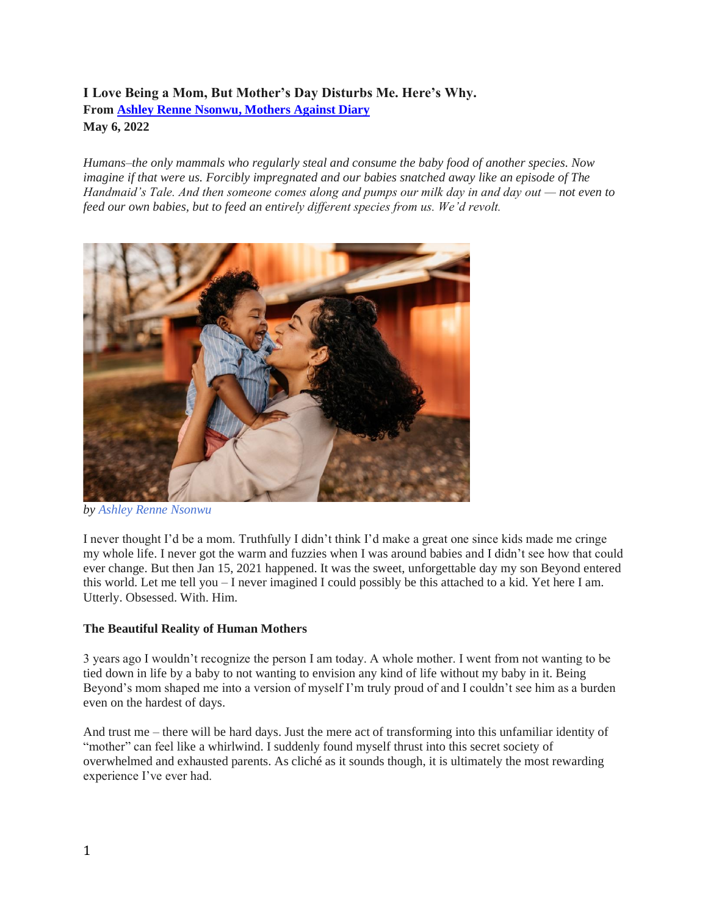**I Love Being a Mom, But Mother's Day Disturbs Me. Here's Why.**
**From [Ashley Renne Nsonwu, Mothers Against Diary]()**
**May 6, 2022**

*Humans–the only mammals who regularly steal and consume the baby food of another species. Now imagine if that were us. Forcibly impregnated and our babies snatched away like an episode of The Handmaid's Tale. And then someone comes along and pumps our milk day in and day out — not even to feed our own babies, but to feed an entirely different species from us. We'd revolt.*

*by Ashley Renne Nsonwu*

I never thought I'd be a mom. Truthfully I didn't think I'd make a great one since kids made me cringe my whole life. I never got the warm and fuzzies when I was around babies and I didn't see how that could ever change. But then Jan 15, 2021 happened. It was the sweet, unforgettable day my son Beyond entered this world. Let me tell you – I never imagined I could possibly be this attached to a kid. Yet here I am. Utterly. Obsessed. With. Him.

**The Beautiful Reality of Human Mothers**

3 years ago I wouldn't recognize the person I am today. A whole mother. I went from not wanting to be tied down in life by a baby to not wanting to envision any kind of life without my baby in it. Being Beyond's mom shaped me into a version of myself I'm truly proud of and I couldn't see him as a burden even on the hardest of days.

And trust me – there will be hard days. Just the mere act of transforming into this unfamiliar identity of "mother" can feel like a whirlwind. I suddenly found myself thrust into this secret society of overwhelmed and exhausted parents. As cliché as it sounds though, it is ultimately the most rewarding experience I've ever had.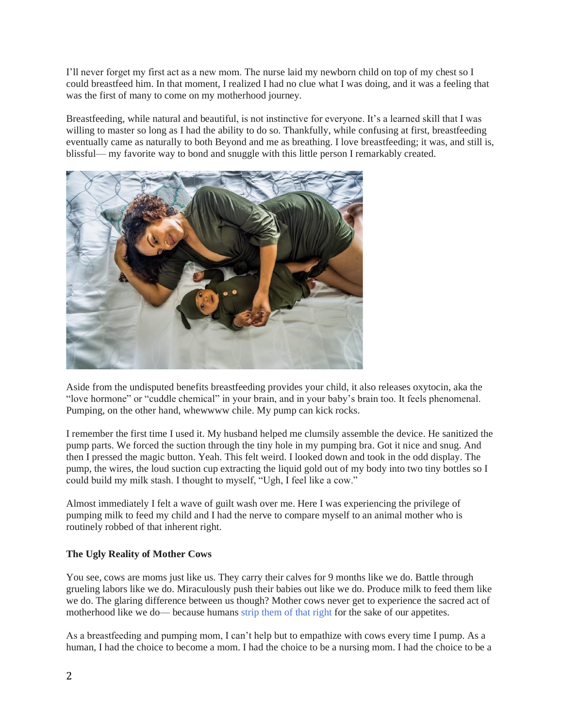I'll never forget my first act as a new mom. The nurse laid my newborn child on top of my chest so I could breastfeed him. In that moment, I realized I had no clue what I was doing, and it was a feeling that was the first of many to come on my motherhood journey.

Breastfeeding, while natural and beautiful, is not instinctive for everyone. It's a learned skill that I was willing to master so long as I had the ability to do so. Thankfully, while confusing at first, breastfeeding eventually came as naturally to both Beyond and me as breathing. I love breastfeeding; it was, and still is, blissful— my favorite way to bond and snuggle with this little person I remarkably created.

Aside from the undisputed benefits breastfeeding provides your child, it also releases oxytocin, aka the "love hormone" or "cuddle chemical" in your brain, and in your baby's brain too. It feels phenomenal. Pumping, on the other hand, whewwwww chile. My pump can kick rocks.

I remember the first time I used it. My husband helped me clumsily assemble the device. He sanitized the pump parts. We forced the suction through the tiny hole in my pumping bra. Got it nice and snug. And then I pressed the magic button. Yeah. This felt weird. I looked down and took in the odd display. The pump, the wires, the loud suction cup extracting the liquid gold out of my body into two tiny bottles so I could build my milk stash. I thought to myself, "Ugh, I feel like a cow."

Almost immediately I felt a wave of guilt wash over me. Here I was experiencing the privilege of pumping milk to feed my child and I had the nerve to compare myself to an animal mother who is routinely robbed of that inherent right.

**The Ugly Reality of Mother Cows**

You see, cows are moms just like us. They carry their calves for 9 months like we do. Battle through grueling labors like we do. Miraculously push their babies out like we do. Produce milk to feed them like we do. The glaring difference between us though? Mother cows never get to experience the sacred act of motherhood like we do— because humans strip them of that right for the sake of our appetites.

As a breastfeeding and pumping mom, I can't help but to empathize with cows every time I pump. As a human, I had the choice to become a mom. I had the choice to be a nursing mom. I had the choice to be a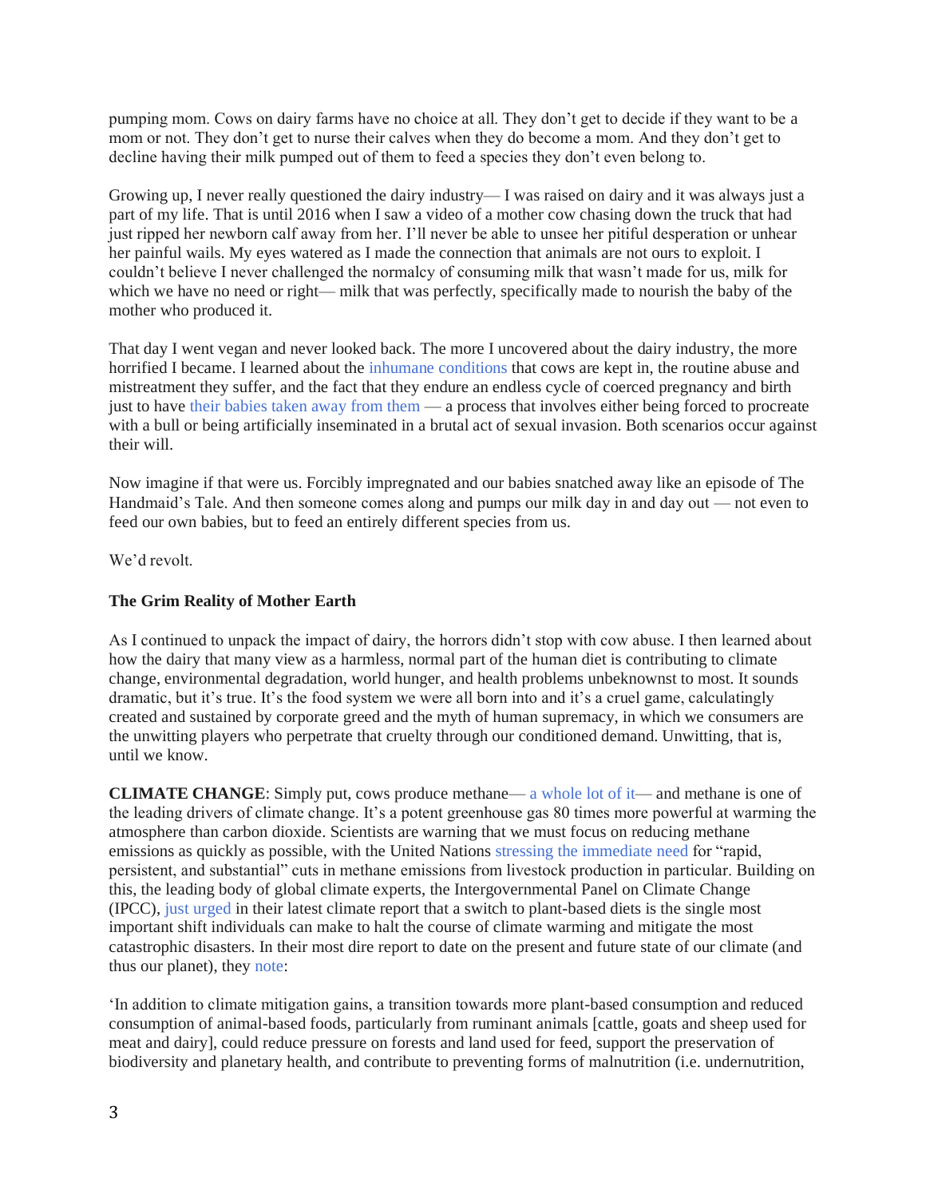pumping mom. Cows on dairy farms have no choice at all. They don't get to decide if they want to be a mom or not. They don't get to nurse their calves when they do become a mom. And they don't get to decline having their milk pumped out of them to feed a species they don't even belong to.

Growing up, I never really questioned the dairy industry— I was raised on dairy and it was always just a part of my life. That is until 2016 when I saw a video of a mother cow chasing down the truck that had just ripped her newborn calf away from her. I'll never be able to unsee her pitiful desperation or unhear her painful wails. My eyes watered as I made the connection that animals are not ours to exploit. I couldn't believe I never challenged the normalcy of consuming milk that wasn't made for us, milk for which we have no need or right— milk that was perfectly, specifically made to nourish the baby of the mother who produced it.

That day I went vegan and never looked back. The more I uncovered about the dairy industry, the more horrified I became. I learned about the inhumane conditions that cows are kept in, the routine abuse and mistreatment they suffer, and the fact that they endure an endless cycle of coerced pregnancy and birth just to have their babies taken away from them — a process that involves either being forced to procreate with a bull or being artificially inseminated in a brutal act of sexual invasion. Both scenarios occur against their will.

Now imagine if that were us. Forcibly impregnated and our babies snatched away like an episode of The Handmaid's Tale. And then someone comes along and pumps our milk day in and day out — not even to feed our own babies, but to feed an entirely different species from us.

We'd revolt.

### The Grim Reality of Mother Earth

As I continued to unpack the impact of dairy, the horrors didn't stop with cow abuse. I then learned about how the dairy that many view as a harmless, normal part of the human diet is contributing to climate change, environmental degradation, world hunger, and health problems unbeknownst to most. It sounds dramatic, but it's true. It's the food system we were all born into and it's a cruel game, calculatingly created and sustained by corporate greed and the myth of human supremacy, in which we consumers are the unwitting players who perpetrate that cruelty through our conditioned demand. Unwitting, that is, until we know.

**CLIMATE CHANGE**: Simply put, cows produce methane— a whole lot of it— and methane is one of the leading drivers of climate change. It's a potent greenhouse gas 80 times more powerful at warming the atmosphere than carbon dioxide. Scientists are warning that we must focus on reducing methane emissions as quickly as possible, with the United Nations stressing the immediate need for "rapid, persistent, and substantial" cuts in methane emissions from livestock production in particular. Building on this, the leading body of global climate experts, the Intergovernmental Panel on Climate Change (IPCC), just urged in their latest climate report that a switch to plant-based diets is the single most important shift individuals can make to halt the course of climate warming and mitigate the most catastrophic disasters. In their most dire report to date on the present and future state of our climate (and thus our planet), they note:

'In addition to climate mitigation gains, a transition towards more plant-based consumption and reduced consumption of animal-based foods, particularly from ruminant animals [cattle, goats and sheep used for meat and dairy], could reduce pressure on forests and land used for feed, support the preservation of biodiversity and planetary health, and contribute to preventing forms of malnutrition (i.e. undernutrition,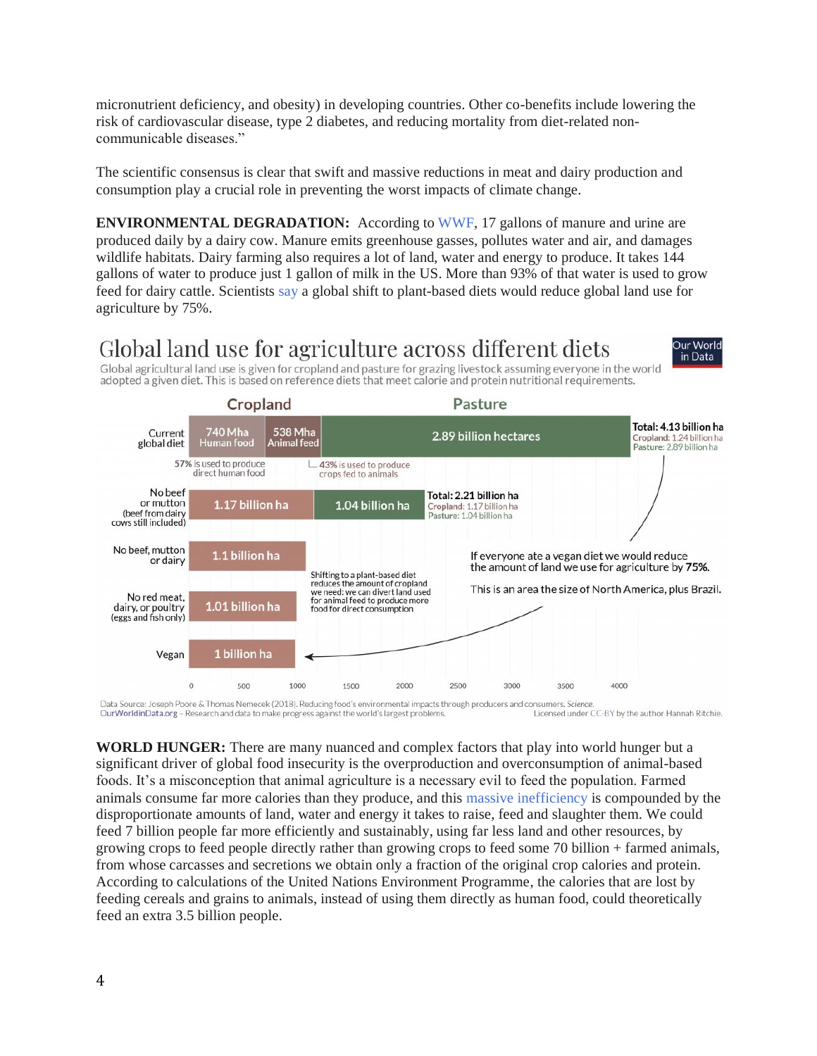micronutrient deficiency, and obesity) in developing countries. Other co-benefits include lowering the risk of cardiovascular disease, type 2 diabetes, and reducing mortality from diet-related non-communicable diseases."

The scientific consensus is clear that swift and massive reductions in meat and dairy production and consumption play a crucial role in preventing the worst impacts of climate change.

**ENVIRONMENTAL DEGRADATION:** According to WWF, 17 gallons of manure and urine are produced daily by a dairy cow. Manure emits greenhouse gasses, pollutes water and air, and damages wildlife habitats. Dairy farming also requires a lot of land, water and energy to produce. It takes 144 gallons of water to produce just 1 gallon of milk in the US. More than 93% of that water is used to grow feed for dairy cattle. Scientists say a global shift to plant-based diets would reduce global land use for agriculture by 75%.

## Global land use for agriculture across different diets

Global agricultural land use is given for cropland and pasture for grazing livestock assuming everyone in the world adopted a given diet. This is based on reference diets that meet calorie and protein nutritional requirements.

| Diet | Cropland | Pasture | Total |
|---|---|---|---|
| Current global diet | 740 Mha Human food; 538 Mha Animal feed | 2.89 billion hectares | Total: 4.13 billion ha (Cropland: 1.24 billion ha; Pasture: 2.89 billion ha) |
| No beef or mutton (beef from dairy cows still included) | 1.17 billion ha | 1.04 billion ha | Total: 2.21 billion ha (Cropland: 1.17 billion ha; Pasture: 1.04 billion ha) |
| No beef, mutton or dairy | 1.1 billion ha | | |
| No red meat, dairy, or poultry (eggs and fish only) | 1.01 billion ha | | |
| Vegan | 1 billion ha | | |

57% is used to produce direct human food. 43% is used to produce crops fed to animals.

Shifting to a plant-based diet reduces the amount of cropland we need: we can divert land used for animal feed to produce more food for direct consumption.

If everyone ate a vegan diet we would reduce the amount of land we use for agriculture by **75%**.

This is an area the size of North America, plus Brazil.

Data Source: Joseph Poore & Thomas Nemecek (2018). Reducing food's environmental impacts through producers and consumers. *Science*.
OurWorldinData.org – Research and data to make progress against the world's largest problems. Licensed under CC-BY by the author Hannah Ritchie.

**WORLD HUNGER:** There are many nuanced and complex factors that play into world hunger but a significant driver of global food insecurity is the overproduction and overconsumption of animal-based foods. It's a misconception that animal agriculture is a necessary evil to feed the population. Farmed animals consume far more calories than they produce, and this massive inefficiency is compounded by the disproportionate amounts of land, water and energy it takes to raise, feed and slaughter them. We could feed 7 billion people far more efficiently and sustainably, using far less land and other resources, by growing crops to feed people directly rather than growing crops to feed some 70 billion + farmed animals, from whose carcasses and secretions we obtain only a fraction of the original crop calories and protein. According to calculations of the United Nations Environment Programme, the calories that are lost by feeding cereals and grains to animals, instead of using them directly as human food, could theoretically feed an extra 3.5 billion people.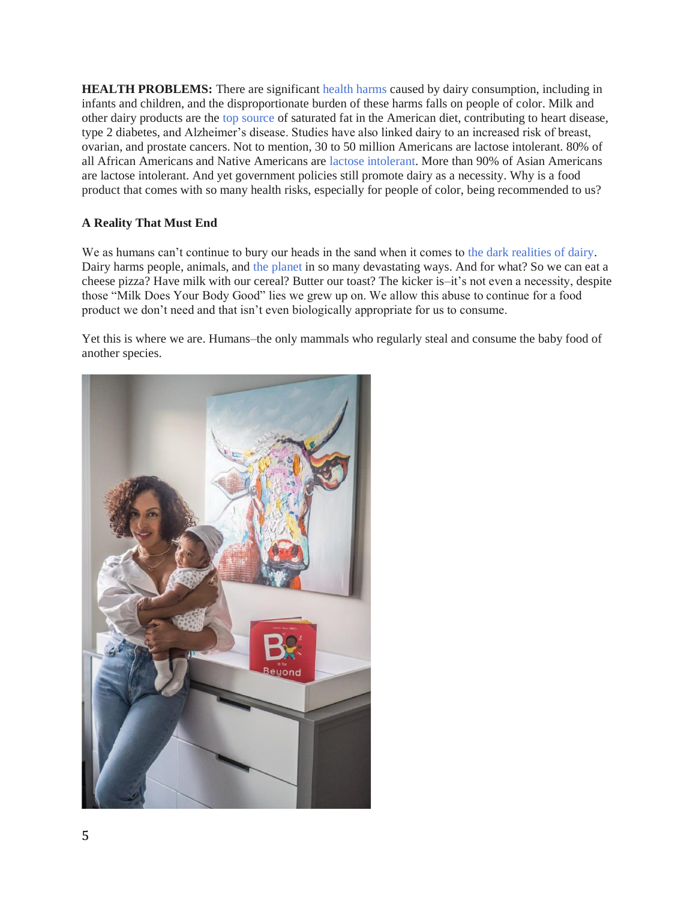**HEALTH PROBLEMS:** There are significant health harms caused by dairy consumption, including in infants and children, and the disproportionate burden of these harms falls on people of color. Milk and other dairy products are the top source of saturated fat in the American diet, contributing to heart disease, type 2 diabetes, and Alzheimer's disease. Studies have also linked dairy to an increased risk of breast, ovarian, and prostate cancers. Not to mention, 30 to 50 million Americans are lactose intolerant. 80% of all African Americans and Native Americans are lactose intolerant. More than 90% of Asian Americans are lactose intolerant. And yet government policies still promote dairy as a necessity. Why is a food product that comes with so many health risks, especially for people of color, being recommended to us?

### A Reality That Must End

We as humans can't continue to bury our heads in the sand when it comes to the dark realities of dairy. Dairy harms people, animals, and the planet in so many devastating ways. And for what? So we can eat a cheese pizza? Have milk with our cereal? Butter our toast? The kicker is–it's not even a necessity, despite those "Milk Does Your Body Good" lies we grew up on. We allow this abuse to continue for a food product we don't need and that isn't even biologically appropriate for us to consume.

Yet this is where we are. Humans–the only mammals who regularly steal and consume the baby food of another species.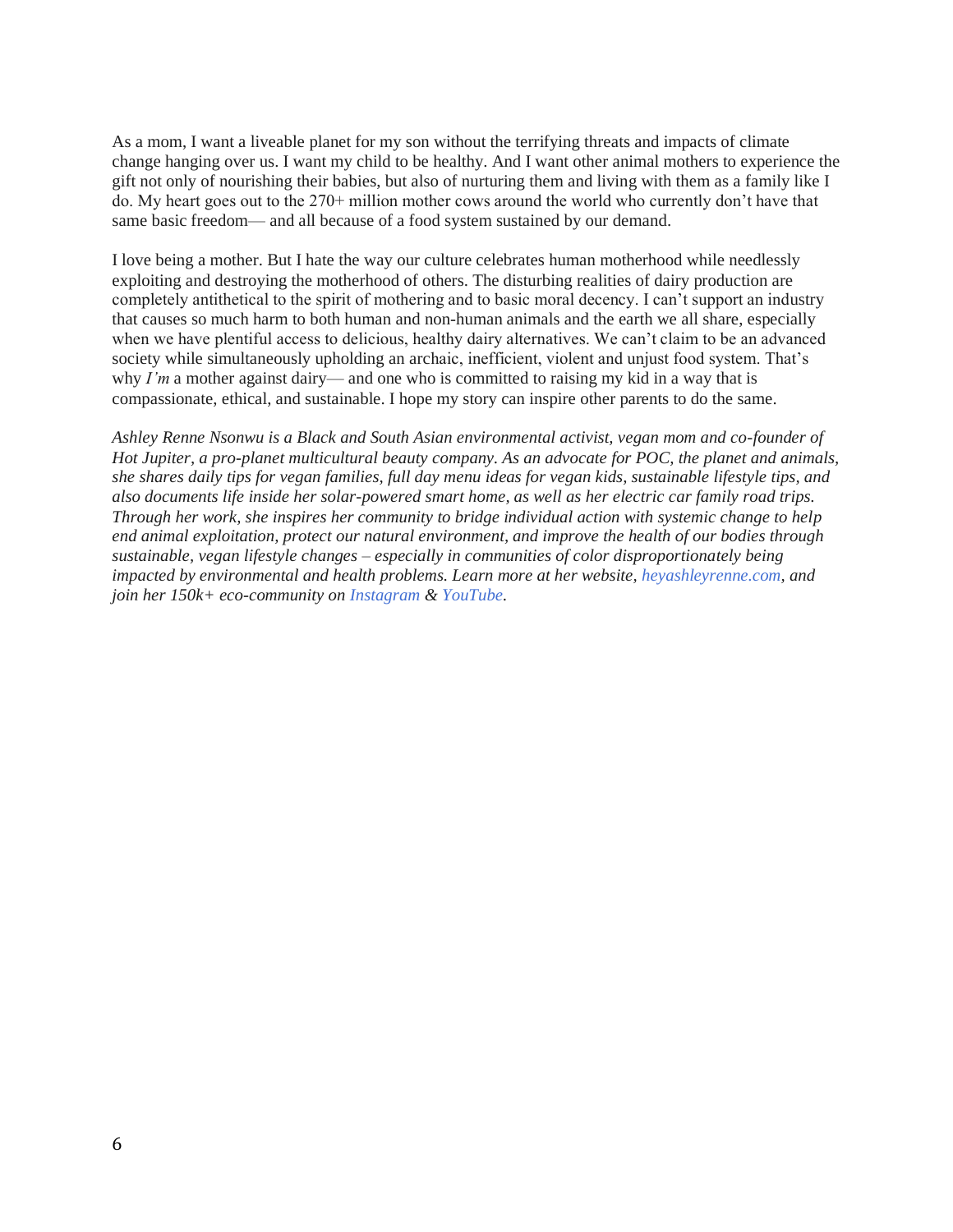As a mom, I want a liveable planet for my son without the terrifying threats and impacts of climate change hanging over us. I want my child to be healthy. And I want other animal mothers to experience the gift not only of nourishing their babies, but also of nurturing them and living with them as a family like I do. My heart goes out to the 270+ million mother cows around the world who currently don't have that same basic freedom— and all because of a food system sustained by our demand.

I love being a mother. But I hate the way our culture celebrates human motherhood while needlessly exploiting and destroying the motherhood of others. The disturbing realities of dairy production are completely antithetical to the spirit of mothering and to basic moral decency. I can't support an industry that causes so much harm to both human and non-human animals and the earth we all share, especially when we have plentiful access to delicious, healthy dairy alternatives. We can't claim to be an advanced society while simultaneously upholding an archaic, inefficient, violent and unjust food system. That's why *I'm* a mother against dairy— and one who is committed to raising my kid in a way that is compassionate, ethical, and sustainable. I hope my story can inspire other parents to do the same.

*Ashley Renne Nsonwu is a Black and South Asian environmental activist, vegan mom and co-founder of Hot Jupiter, a pro-planet multicultural beauty company. As an advocate for POC, the planet and animals, she shares daily tips for vegan families, full day menu ideas for vegan kids, sustainable lifestyle tips, and also documents life inside her solar-powered smart home, as well as her electric car family road trips. Through her work, she inspires her community to bridge individual action with systemic change to help end animal exploitation, protect our natural environment, and improve the health of our bodies through sustainable, vegan lifestyle changes – especially in communities of color disproportionately being impacted by environmental and health problems. Learn more at her website, heyashleyrenne.com, and join her 150k+ eco-community on Instagram & YouTube.*